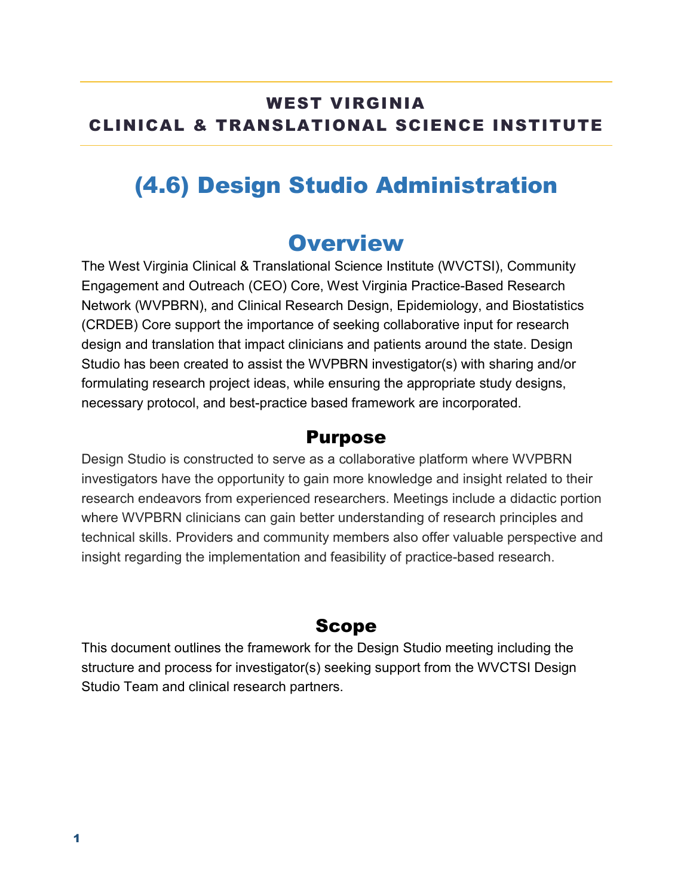# WEST VIRGINIA
# CLINICAL & TRANSLATIONAL SCIENCE INSTITUTE

# (4.6) Design Studio Administration

## Overview

The West Virginia Clinical & Translational Science Institute (WVCTSI), Community Engagement and Outreach (CEO) Core, West Virginia Practice-Based Research Network (WVPBRN), and Clinical Research Design, Epidemiology, and Biostatistics (CRDEB) Core support the importance of seeking collaborative input for research design and translation that impact clinicians and patients around the state. Design Studio has been created to assist the WVPBRN investigator(s) with sharing and/or formulating research project ideas, while ensuring the appropriate study designs, necessary protocol, and best-practice based framework are incorporated.

### Purpose

Design Studio is constructed to serve as a collaborative platform where WVPBRN investigators have the opportunity to gain more knowledge and insight related to their research endeavors from experienced researchers. Meetings include a didactic portion where WVPBRN clinicians can gain better understanding of research principles and technical skills. Providers and community members also offer valuable perspective and insight regarding the implementation and feasibility of practice-based research.

### Scope

This document outlines the framework for the Design Studio meeting including the structure and process for investigator(s) seeking support from the WVCTSI Design Studio Team and clinical research partners.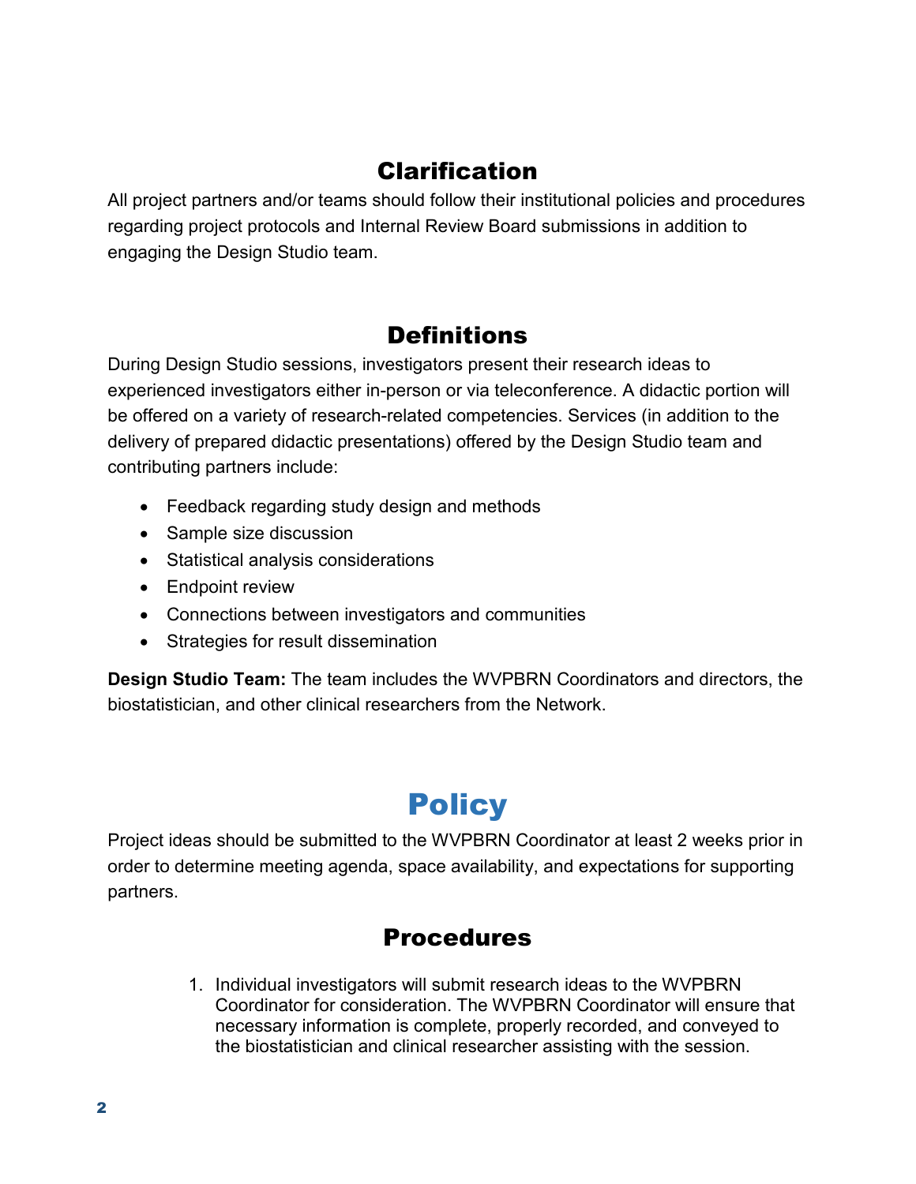## Clarification

All project partners and/or teams should follow their institutional policies and procedures regarding project protocols and Internal Review Board submissions in addition to engaging the Design Studio team.

## Definitions

During Design Studio sessions, investigators present their research ideas to experienced investigators either in-person or via teleconference. A didactic portion will be offered on a variety of research-related competencies. Services (in addition to the delivery of prepared didactic presentations) offered by the Design Studio team and contributing partners include:

- Feedback regarding study design and methods
- Sample size discussion
- Statistical analysis considerations
- Endpoint review
- Connections between investigators and communities
- Strategies for result dissemination

**Design Studio Team:** The team includes the WVPBRN Coordinators and directors, the biostatistician, and other clinical researchers from the Network.

# Policy

Project ideas should be submitted to the WVPBRN Coordinator at least 2 weeks prior in order to determine meeting agenda, space availability, and expectations for supporting partners.

## Procedures

1. Individual investigators will submit research ideas to the WVPBRN Coordinator for consideration. The WVPBRN Coordinator will ensure that necessary information is complete, properly recorded, and conveyed to the biostatistician and clinical researcher assisting with the session.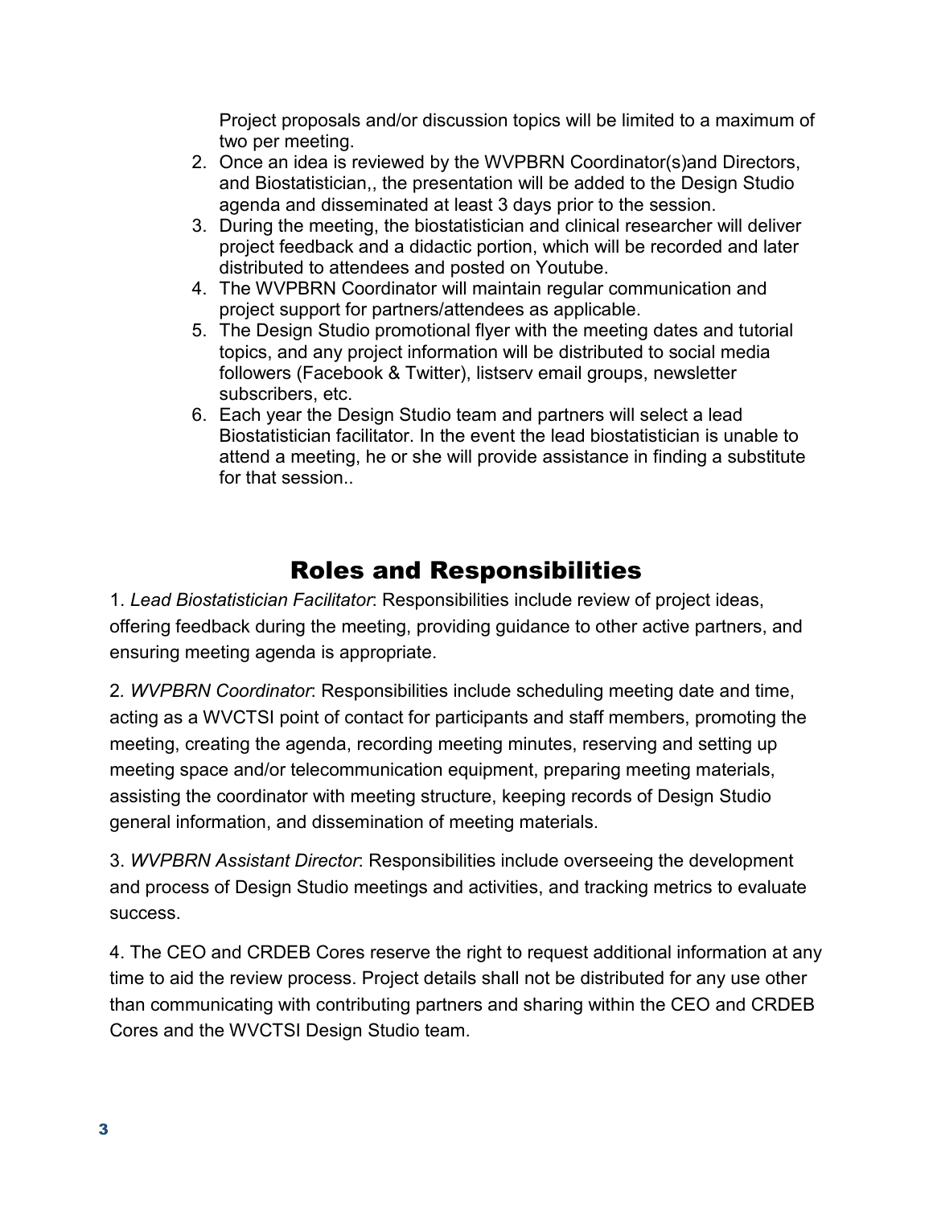Project proposals and/or discussion topics will be limited to a maximum of two per meeting.

2. Once an idea is reviewed by the WVPBRN Coordinator(s)and Directors, and Biostatistician,, the presentation will be added to the Design Studio agenda and disseminated at least 3 days prior to the session.
3. During the meeting, the biostatistician and clinical researcher will deliver project feedback and a didactic portion, which will be recorded and later distributed to attendees and posted on Youtube.
4. The WVPBRN Coordinator will maintain regular communication and project support for partners/attendees as applicable.
5. The Design Studio promotional flyer with the meeting dates and tutorial topics, and any project information will be distributed to social media followers (Facebook & Twitter), listserv email groups, newsletter subscribers, etc.
6. Each year the Design Studio team and partners will select a lead Biostatistician facilitator. In the event the lead biostatistician is unable to attend a meeting, he or she will provide assistance in finding a substitute for that session..

## Roles and Responsibilities

1. *Lead Biostatistician Facilitator*: Responsibilities include review of project ideas, offering feedback during the meeting, providing guidance to other active partners, and ensuring meeting agenda is appropriate.

2. *WVPBRN Coordinator*: Responsibilities include scheduling meeting date and time, acting as a WVCTSI point of contact for participants and staff members, promoting the meeting, creating the agenda, recording meeting minutes, reserving and setting up meeting space and/or telecommunication equipment, preparing meeting materials, assisting the coordinator with meeting structure, keeping records of Design Studio general information, and dissemination of meeting materials.

3. *WVPBRN Assistant Director*: Responsibilities include overseeing the development and process of Design Studio meetings and activities, and tracking metrics to evaluate success.

4. The CEO and CRDEB Cores reserve the right to request additional information at any time to aid the review process. Project details shall not be distributed for any use other than communicating with contributing partners and sharing within the CEO and CRDEB Cores and the WVCTSI Design Studio team.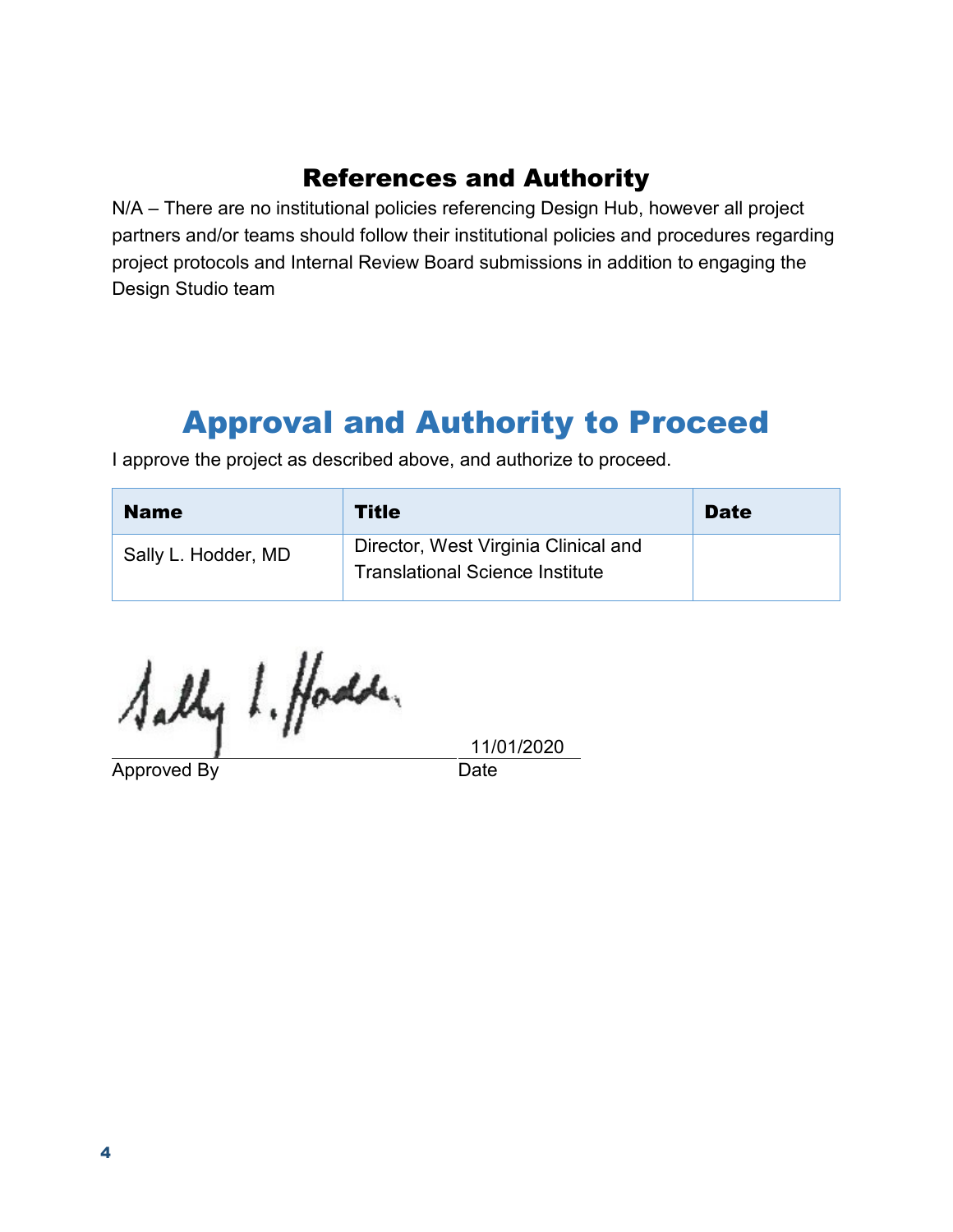## References and Authority

N/A – There are no institutional policies referencing Design Hub, however all project partners and/or teams should follow their institutional policies and procedures regarding project protocols and Internal Review Board submissions in addition to engaging the Design Studio team

# Approval and Authority to Proceed

I approve the project as described above, and authorize to proceed.

| Name | Title | Date |
|---|---|---|
| Sally L. Hodder, MD | Director, West Virginia Clinical and Translational Science Institute | |

Approved By Date

11/01/2020